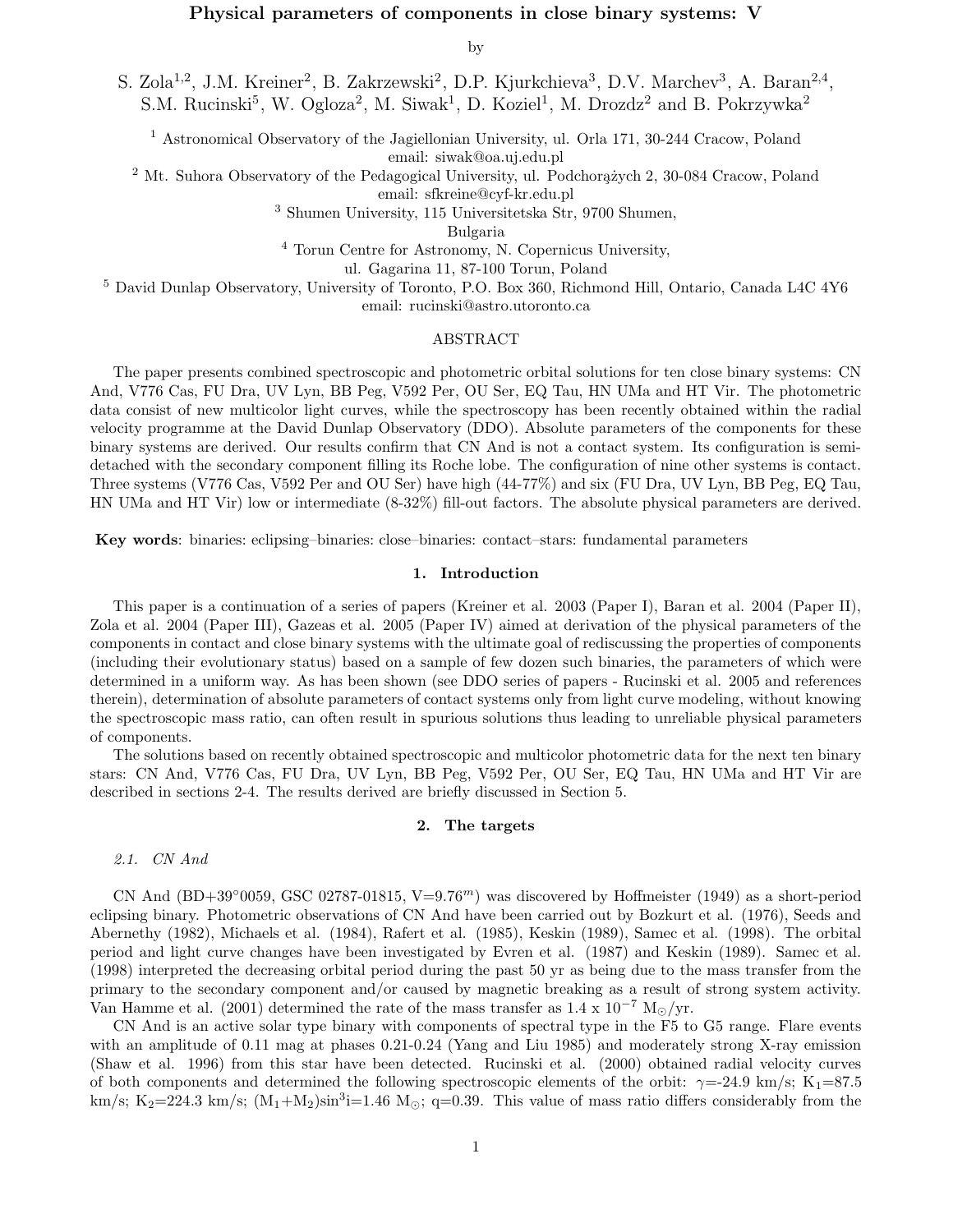# Physical parameters of components in close binary systems: V

by

S. Zola[1,2], J.M. Kreiner[2], B. Zakrzewski[2], D.P. Kjurkchieva[3], D.V. Marchev[3], A. Baran[2,4], S.M. Rucinski[5], W. Ogloza[2], M. Siwak[1], D. Koziel[1], M. Drozdz[2] and B. Pokrzywka[2]

[1] Astronomical Observatory of the Jagiellonian University, ul. Orla 171, 30-244 Cracow, Poland
email: siwak@oa.uj.edu.pl

[2] Mt. Suhora Observatory of the Pedagogical University, ul. Podchorążych 2, 30-084 Cracow, Poland
email: sfkreine@cyf-kr.edu.pl

[3] Shumen University, 115 Universitetska Str, 9700 Shumen, Bulgaria

[4] Torun Centre for Astronomy, N. Copernicus University, ul. Gagarina 11, 87-100 Torun, Poland

[5] David Dunlap Observatory, University of Toronto, P.O. Box 360, Richmond Hill, Ontario, Canada L4C 4Y6
email: rucinski@astro.utoronto.ca

## ABSTRACT

The paper presents combined spectroscopic and photometric orbital solutions for ten close binary systems: CN And, V776 Cas, FU Dra, UV Lyn, BB Peg, V592 Per, OU Ser, EQ Tau, HN UMa and HT Vir. The photometric data consist of new multicolor light curves, while the spectroscopy has been recently obtained within the radial velocity programme at the David Dunlap Observatory (DDO). Absolute parameters of the components for these binary systems are derived. Our results confirm that CN And is not a contact system. Its configuration is semi-detached with the secondary component filling its Roche lobe. The configuration of nine other systems is contact. Three systems (V776 Cas, V592 Per and OU Ser) have high (44-77%) and six (FU Dra, UV Lyn, BB Peg, EQ Tau, HN UMa and HT Vir) low or intermediate (8-32%) fill-out factors. The absolute physical parameters are derived.

**Key words**: binaries: eclipsing–binaries: close–binaries: contact–stars: fundamental parameters

## 1. Introduction

This paper is a continuation of a series of papers (Kreiner et al. 2003 (Paper I), Baran et al. 2004 (Paper II), Zola et al. 2004 (Paper III), Gazeas et al. 2005 (Paper IV) aimed at derivation of the physical parameters of the components in contact and close binary systems with the ultimate goal of rediscussing the properties of components (including their evolutionary status) based on a sample of few dozen such binaries, the parameters of which were determined in a uniform way. As has been shown (see DDO series of papers - Rucinski et al. 2005 and references therein), determination of absolute parameters of contact systems only from light curve modeling, without knowing the spectroscopic mass ratio, can often result in spurious solutions thus leading to unreliable physical parameters of components.

The solutions based on recently obtained spectroscopic and multicolor photometric data for the next ten binary stars: CN And, V776 Cas, FU Dra, UV Lyn, BB Peg, V592 Per, OU Ser, EQ Tau, HN UMa and HT Vir are described in sections 2-4. The results derived are briefly discussed in Section 5.

## 2. The targets

### 2.1. CN And

CN And (BD+39°0059, GSC 02787-01815, V=9.76$^m$) was discovered by Hoffmeister (1949) as a short-period eclipsing binary. Photometric observations of CN And have been carried out by Bozkurt et al. (1976), Seeds and Abernethy (1982), Michaels et al. (1984), Rafert et al. (1985), Keskin (1989), Samec et al. (1998). The orbital period and light curve changes have been investigated by Evren et al. (1987) and Keskin (1989). Samec et al. (1998) interpreted the decreasing orbital period during the past 50 yr as being due to the mass transfer from the primary to the secondary component and/or caused by magnetic breaking as a result of strong system activity. Van Hamme et al. (2001) determined the rate of the mass transfer as 1.4 x $10^{-7}$ $M_\odot$/yr.

CN And is an active solar type binary with components of spectral type in the F5 to G5 range. Flare events with an amplitude of 0.11 mag at phases 0.21-0.24 (Yang and Liu 1985) and moderately strong X-ray emission (Shaw et al. 1996) from this star have been detected. Rucinski et al. (2000) obtained radial velocity curves of both components and determined the following spectroscopic elements of the orbit: $\gamma$=-24.9 km/s; $K_1$=87.5 km/s; $K_2$=224.3 km/s; $(M_1+M_2)\sin^3 i$=1.46 $M_\odot$; q=0.39. This value of mass ratio differs considerably from the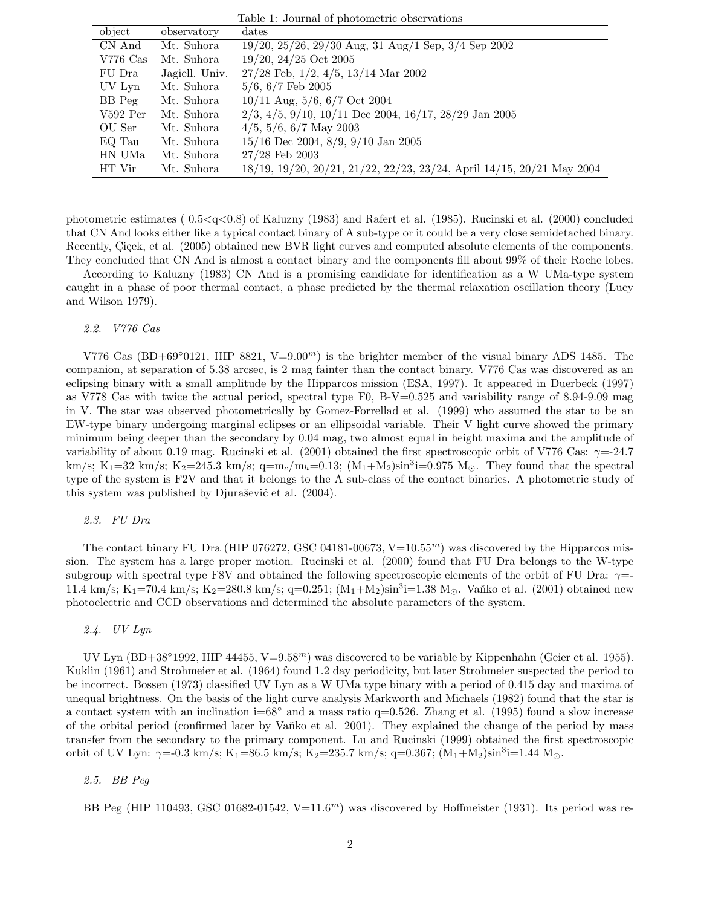Table 1: Journal of photometric observations

| object | observatory | dates |
|---|---|---|
| CN And | Mt. Suhora | 19/20, 25/26, 29/30 Aug, 31 Aug/1 Sep, 3/4 Sep 2002 |
| V776 Cas | Mt. Suhora | 19/20, 24/25 Oct 2005 |
| FU Dra | Jagiell. Univ. | 27/28 Feb, 1/2, 4/5, 13/14 Mar 2002 |
| UV Lyn | Mt. Suhora | 5/6, 6/7 Feb 2005 |
| BB Peg | Mt. Suhora | 10/11 Aug, 5/6, 6/7 Oct 2004 |
| V592 Per | Mt. Suhora | 2/3, 4/5, 9/10, 10/11 Dec 2004, 16/17, 28/29 Jan 2005 |
| OU Ser | Mt. Suhora | 4/5, 5/6, 6/7 May 2003 |
| EQ Tau | Mt. Suhora | 15/16 Dec 2004, 8/9, 9/10 Jan 2005 |
| HN UMa | Mt. Suhora | 27/28 Feb 2003 |
| HT Vir | Mt. Suhora | 18/19, 19/20, 20/21, 21/22, 22/23, 23/24, April 14/15, 20/21 May 2004 |

photometric estimates ( $0.5<q<0.8$) of Kaluzny (1983) and Rafert et al. (1985). Rucinski et al. (2000) concluded that CN And looks either like a typical contact binary of A sub-type or it could be a very close semidetached binary. Recently, Çiçek, et al. (2005) obtained new BVR light curves and computed absolute elements of the components. They concluded that CN And is almost a contact binary and the components fill about 99% of their Roche lobes.

According to Kaluzny (1983) CN And is a promising candidate for identification as a W UMa-type system caught in a phase of poor thermal contact, a phase predicted by the thermal relaxation oscillation theory (Lucy and Wilson 1979).

### *2.2. V776 Cas*

V776 Cas (BD+69°0121, HIP 8821, V=$9.00^m$) is the brighter member of the visual binary ADS 1485. The companion, at separation of 5.38 arcsec, is 2 mag fainter than the contact binary. V776 Cas was discovered as an eclipsing binary with a small amplitude by the Hipparcos mission (ESA, 1997). It appeared in Duerbeck (1997) as V778 Cas with twice the actual period, spectral type F0, B-V=0.525 and variability range of 8.94-9.09 mag in V. The star was observed photometrically by Gomez-Forrellad et al. (1999) who assumed the star to be an EW-type binary undergoing marginal eclipses or an ellipsoidal variable. Their V light curve showed the primary minimum being deeper than the secondary by 0.04 mag, two almost equal in height maxima and the amplitude of variability of about 0.19 mag. Rucinski et al. (2001) obtained the first spectroscopic orbit of V776 Cas: $\gamma$=-24.7 km/s; $K_1$=32 km/s; $K_2$=245.3 km/s; $q=m_c/m_h$=0.13; $(M_1+M_2)\sin^3 i$=0.975 $M_\odot$. They found that the spectral type of the system is F2V and that it belongs to the A sub-class of the contact binaries. A photometric study of this system was published by Djurašević et al. (2004).

### *2.3. FU Dra*

The contact binary FU Dra (HIP 076272, GSC 04181-00673, V=$10.55^m$) was discovered by the Hipparcos mission. The system has a large proper motion. Rucinski et al. (2000) found that FU Dra belongs to the W-type subgroup with spectral type F8V and obtained the following spectroscopic elements of the orbit of FU Dra: $\gamma$=-11.4 km/s; $K_1$=70.4 km/s; $K_2$=280.8 km/s; q=0.251; $(M_1+M_2)\sin^3 i$=1.38 $M_\odot$. Vaňko et al. (2001) obtained new photoelectric and CCD observations and determined the absolute parameters of the system.

### *2.4. UV Lyn*

UV Lyn (BD+38°1992, HIP 44455, V=$9.58^m$) was discovered to be variable by Kippenhahn (Geier et al. 1955). Kuklin (1961) and Strohmeier et al. (1964) found 1.2 day periodicity, but later Strohmeier suspected the period to be incorrect. Bossen (1973) classified UV Lyn as a W UMa type binary with a period of 0.415 day and maxima of unequal brightness. On the basis of the light curve analysis Markworth and Michaels (1982) found that the star is a contact system with an inclination i=68° and a mass ratio q=0.526. Zhang et al. (1995) found a slow increase of the orbital period (confirmed later by Vaňko et al. 2001). They explained the change of the period by mass transfer from the secondary to the primary component. Lu and Rucinski (1999) obtained the first spectroscopic orbit of UV Lyn: $\gamma$=-0.3 km/s; $K_1$=86.5 km/s; $K_2$=235.7 km/s; q=0.367; $(M_1+M_2)\sin^3 i$=1.44 $M_\odot$.

### *2.5. BB Peg*

BB Peg (HIP 110493, GSC 01682-01542, V=$11.6^m$) was discovered by Hoffmeister (1931). Its period was re-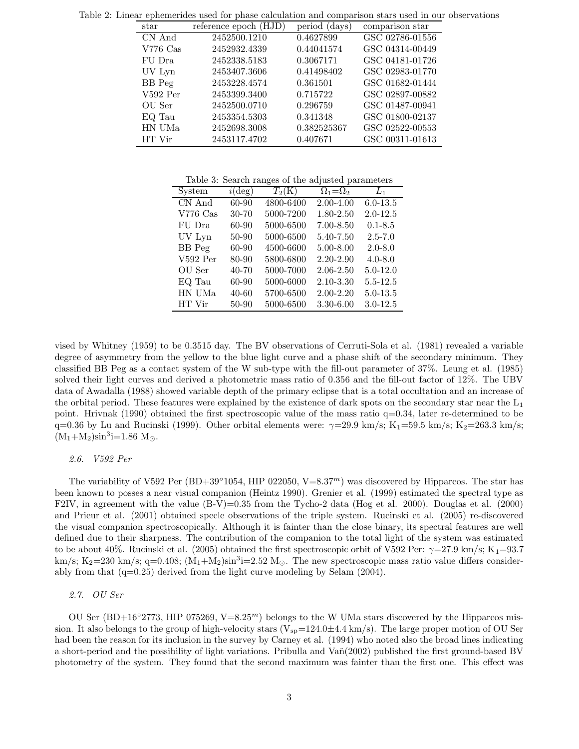Table 2: Linear ephemerides used for phase calculation and comparison stars used in our observations

| star | reference epoch (HJD) | period (days) | comparison star |
|---|---|---|---|
| CN And | 2452500.1210 | 0.4627899 | GSC 02786-01556 |
| V776 Cas | 2452932.4339 | 0.44041574 | GSC 04314-00449 |
| FU Dra | 2452338.5183 | 0.3067171 | GSC 04181-01726 |
| UV Lyn | 2453407.3606 | 0.41498402 | GSC 02983-01770 |
| BB Peg | 2453228.4574 | 0.361501 | GSC 01682-01444 |
| V592 Per | 2453399.3400 | 0.715722 | GSC 02897-00882 |
| OU Ser | 2452500.0710 | 0.296759 | GSC 01487-00941 |
| EQ Tau | 2453354.5303 | 0.341348 | GSC 01800-02137 |
| HN UMa | 2452698.3008 | 0.382525367 | GSC 02522-00553 |
| HT Vir | 2453117.4702 | 0.407671 | GSC 00311-01613 |

Table 3: Search ranges of the adjusted parameters

| System | $i$(deg) | $T_2$(K) | $\Omega_1$=$\Omega_2$ | $L_1$ |
|---|---|---|---|---|
| CN And | 60-90 | 4800-6400 | 2.00-4.00 | 6.0-13.5 |
| V776 Cas | 30-70 | 5000-7200 | 1.80-2.50 | 2.0-12.5 |
| FU Dra | 60-90 | 5000-6500 | 7.00-8.50 | 0.1-8.5 |
| UV Lyn | 50-90 | 5000-6500 | 5.40-7.50 | 2.5-7.0 |
| BB Peg | 60-90 | 4500-6600 | 5.00-8.00 | 2.0-8.0 |
| V592 Per | 80-90 | 5800-6800 | 2.20-2.90 | 4.0-8.0 |
| OU Ser | 40-70 | 5000-7000 | 2.06-2.50 | 5.0-12.0 |
| EQ Tau | 60-90 | 5000-6000 | 2.10-3.30 | 5.5-12.5 |
| HN UMa | 40-60 | 5700-6500 | 2.00-2.20 | 5.0-13.5 |
| HT Vir | 50-90 | 5000-6500 | 3.30-6.00 | 3.0-12.5 |

vised by Whitney (1959) to be 0.3515 day. The BV observations of Cerruti-Sola et al. (1981) revealed a variable degree of asymmetry from the yellow to the blue light curve and a phase shift of the secondary minimum. They classified BB Peg as a contact system of the W sub-type with the fill-out parameter of 37%. Leung et al. (1985) solved their light curves and derived a photometric mass ratio of 0.356 and the fill-out factor of 12%. The UBV data of Awadalla (1988) showed variable depth of the primary eclipse that is a total occultation and an increase of the orbital period. These features were explained by the existence of dark spots on the secondary star near the $L_1$ point. Hrivnak (1990) obtained the first spectroscopic value of the mass ratio q=0.34, later re-determined to be q=0.36 by Lu and Rucinski (1999). Other orbital elements were: $\gamma$=29.9 km/s; $K_1$=59.5 km/s; $K_2$=263.3 km/s; $(M_1+M_2)\sin^3 i$=1.86 $M_\odot$.

### 2.6. V592 Per

The variability of V592 Per (BD+39°1054, HIP 022050, V=8.37$^m$) was discovered by Hipparcos. The star has been known to posses a near visual companion (Heintz 1990). Grenier et al. (1999) estimated the spectral type as F2IV, in agreement with the value (B-V)=0.35 from the Tycho-2 data (Hog et al. 2000). Douglas et al. (2000) and Prieur et al. (2001) obtained specle observations of the triple system. Rucinski et al. (2005) re-discovered the visual companion spectroscopically. Although it is fainter than the close binary, its spectral features are well defined due to their sharpness. The contribution of the companion to the total light of the system was estimated to be about 40%. Rucinski et al. (2005) obtained the first spectroscopic orbit of V592 Per: $\gamma$=27.9 km/s; $K_1$=93.7 km/s; $K_2$=230 km/s; q=0.408; $(M_1+M_2)\sin^3 i$=2.52 $M_\odot$. The new spectroscopic mass ratio value differs considerably from that (q=0.25) derived from the light curve modeling by Selam (2004).

### 2.7. OU Ser

OU Ser (BD+16°2773, HIP 075269, V=8.25$^m$) belongs to the W UMa stars discovered by the Hipparcos mission. It also belongs to the group of high-velocity stars ($V_{sp}$=124.0±4.4 km/s). The large proper motion of OU Ser had been the reason for its inclusion in the survey by Carney et al. (1994) who noted also the broad lines indicating a short-period and the possibility of light variations. Pribulla and Vaň(2002) published the first ground-based BV photometry of the system. They found that the second maximum was fainter than the first one. This effect was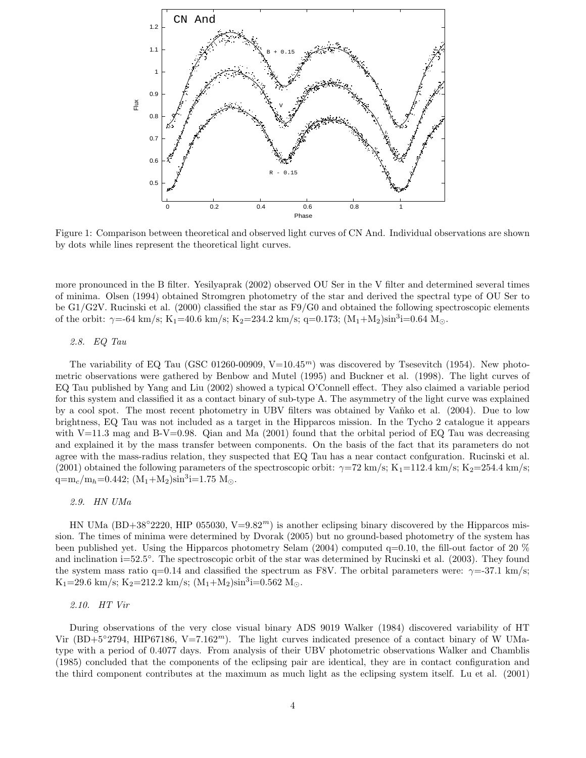Figure 1: Comparison between theoretical and observed light curves of CN And. Individual observations are shown by dots while lines represent the theoretical light curves.

more pronounced in the B filter. Yesilyaprak (2002) observed OU Ser in the V filter and determined several times of minima. Olsen (1994) obtained Stromgren photometry of the star and derived the spectral type of OU Ser to be G1/G2V. Rucinski et al. (2000) classified the star as F9/G0 and obtained the following spectroscopic elements of the orbit: $\gamma$=-64 km/s; $K_1$=40.6 km/s; $K_2$=234.2 km/s; q=0.173; $(M_1+M_2)\sin^3 i$=0.64 $M_\odot$.

### 2.8. EQ Tau

The variability of EQ Tau (GSC 01260-00909, V=10.45$^m$) was discovered by Tsesevitch (1954). New photometric observations were gathered by Benbow and Mutel (1995) and Buckner et al. (1998). The light curves of EQ Tau published by Yang and Liu (2002) showed a typical O'Connell effect. They also claimed a variable period for this system and classified it as a contact binary of sub-type A. The asymmetry of the light curve was explained by a cool spot. The most recent photometry in UBV filters was obtained by Vaňko et al. (2004). Due to low brightness, EQ Tau was not included as a target in the Hipparcos mission. In the Tycho 2 catalogue it appears with V=11.3 mag and B-V=0.98. Qian and Ma (2001) found that the orbital period of EQ Tau was decreasing and explained it by the mass transfer between components. On the basis of the fact that its parameters do not agree with the mass-radius relation, they suspected that EQ Tau has a near contact confguration. Rucinski et al. (2001) obtained the following parameters of the spectroscopic orbit: $\gamma$=72 km/s; $K_1$=112.4 km/s; $K_2$=254.4 km/s; q=$m_c/m_h$=0.442; $(M_1+M_2)\sin^3 i$=1.75 $M_\odot$.

### 2.9. HN UMa

HN UMa (BD+38°2220, HIP 055030, V=9.82$^m$) is another eclipsing binary discovered by the Hipparcos mission. The times of minima were determined by Dvorak (2005) but no ground-based photometry of the system has been published yet. Using the Hipparcos photometry Selam (2004) computed q=0.10, the fill-out factor of 20 % and inclination i=52.5°. The spectroscopic orbit of the star was determined by Rucinski et al. (2003). They found the system mass ratio q=0.14 and classified the spectrum as F8V. The orbital parameters were: $\gamma$=-37.1 km/s; $K_1$=29.6 km/s; $K_2$=212.2 km/s; $(M_1+M_2)\sin^3 i$=0.562 $M_\odot$.

### 2.10. HT Vir

During observations of the very close visual binary ADS 9019 Walker (1984) discovered variability of HT Vir (BD+5°2794, HIP67186, V=7.162$^m$). The light curves indicated presence of a contact binary of W UMa-type with a period of 0.4077 days. From analysis of their UBV photometric observations Walker and Chamblis (1985) concluded that the components of the eclipsing pair are identical, they are in contact configuration and the third component contributes at the maximum as much light as the eclipsing system itself. Lu et al. (2001)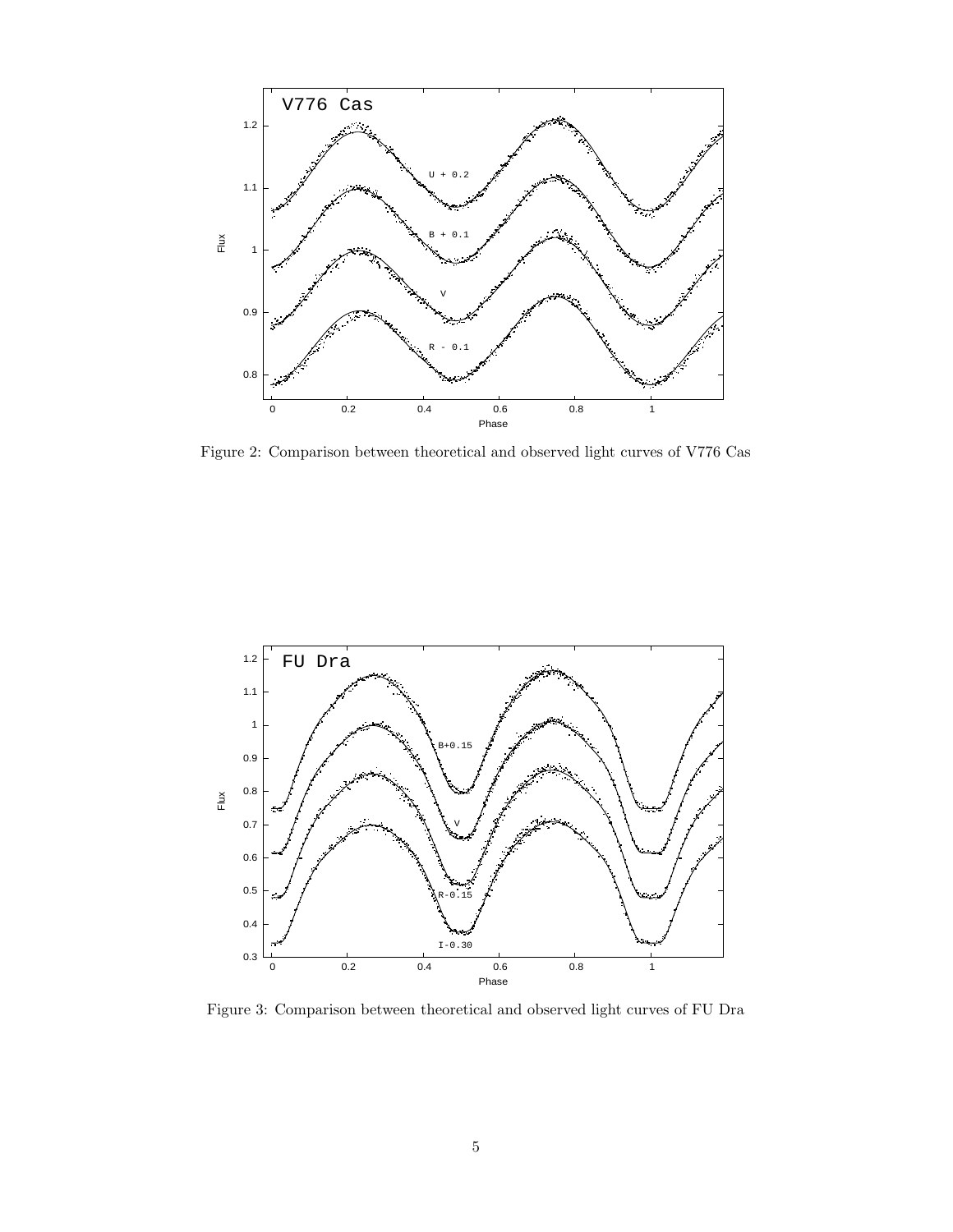Figure 2: Comparison between theoretical and observed light curves of V776 Cas

Figure 3: Comparison between theoretical and observed light curves of FU Dra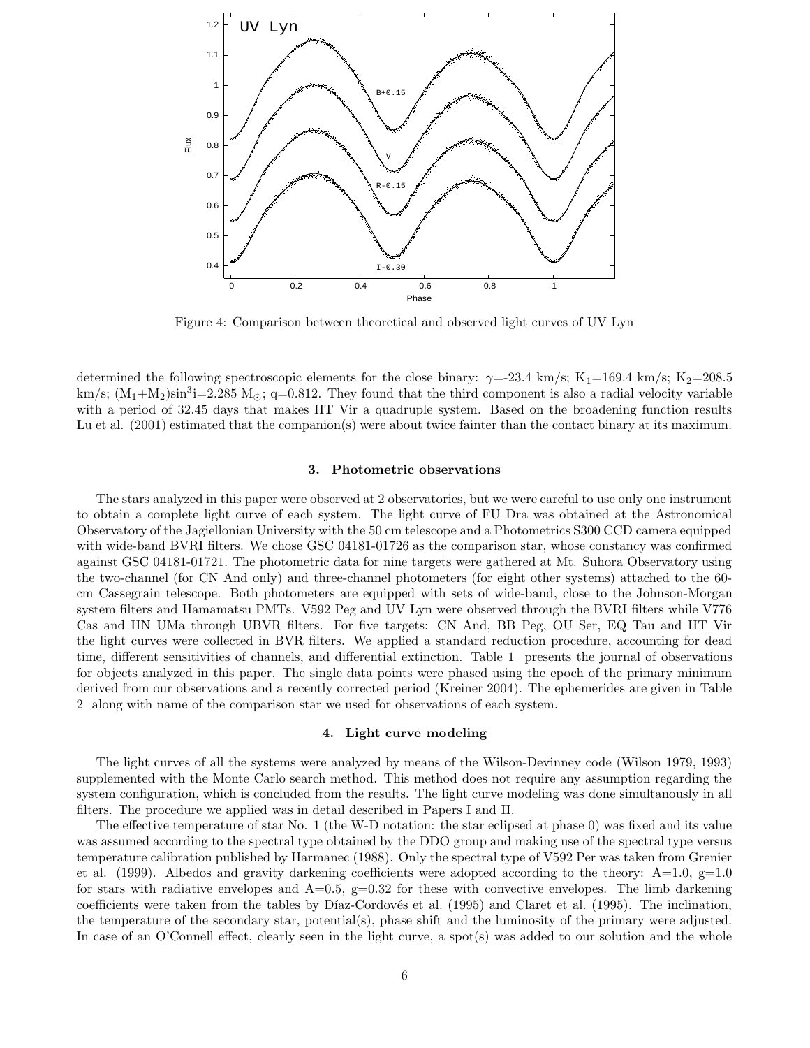Figure 4: Comparison between theoretical and observed light curves of UV Lyn

determined the following spectroscopic elements for the close binary: $\gamma$=-23.4 km/s; $K_1$=169.4 km/s; $K_2$=208.5 km/s; $(M_1+M_2)\sin^3 i$=2.285 $M_\odot$; q=0.812. They found that the third component is also a radial velocity variable with a period of 32.45 days that makes HT Vir a quadruple system. Based on the broadening function results Lu et al. (2001) estimated that the companion(s) were about twice fainter than the contact binary at its maximum.

### 3. Photometric observations

The stars analyzed in this paper were observed at 2 observatories, but we were careful to use only one instrument to obtain a complete light curve of each system. The light curve of FU Dra was obtained at the Astronomical Observatory of the Jagiellonian University with the 50 cm telescope and a Photometrics S300 CCD camera equipped with wide-band BVRI filters. We chose GSC 04181-01726 as the comparison star, whose constancy was confirmed against GSC 04181-01721. The photometric data for nine targets were gathered at Mt. Suhora Observatory using the two-channel (for CN And only) and three-channel photometers (for eight other systems) attached to the 60-cm Cassegrain telescope. Both photometers are equipped with sets of wide-band, close to the Johnson-Morgan system filters and Hamamatsu PMTs. V592 Peg and UV Lyn were observed through the BVRI filters while V776 Cas and HN UMa through UBVR filters. For five targets: CN And, BB Peg, OU Ser, EQ Tau and HT Vir the light curves were collected in BVR filters. We applied a standard reduction procedure, accounting for dead time, different sensitivities of channels, and differential extinction. Table 1 presents the journal of observations for objects analyzed in this paper. The single data points were phased using the epoch of the primary minimum derived from our observations and a recently corrected period (Kreiner 2004). The ephemerides are given in Table 2 along with name of the comparison star we used for observations of each system.

### 4. Light curve modeling

The light curves of all the systems were analyzed by means of the Wilson-Devinney code (Wilson 1979, 1993) supplemented with the Monte Carlo search method. This method does not require any assumption regarding the system configuration, which is concluded from the results. The light curve modeling was done simultanously in all filters. The procedure we applied was in detail described in Papers I and II.

The effective temperature of star No. 1 (the W-D notation: the star eclipsed at phase 0) was fixed and its value was assumed according to the spectral type obtained by the DDO group and making use of the spectral type versus temperature calibration published by Harmanec (1988). Only the spectral type of V592 Per was taken from Grenier et al. (1999). Albedos and gravity darkening coefficients were adopted according to the theory: A=1.0, g=1.0 for stars with radiative envelopes and A=0.5, g=0.32 for these with convective envelopes. The limb darkening coefficients were taken from the tables by Díaz-Cordovés et al. (1995) and Claret et al. (1995). The inclination, the temperature of the secondary star, potential(s), phase shift and the luminosity of the primary were adjusted. In case of an O'Connell effect, clearly seen in the light curve, a spot(s) was added to our solution and the whole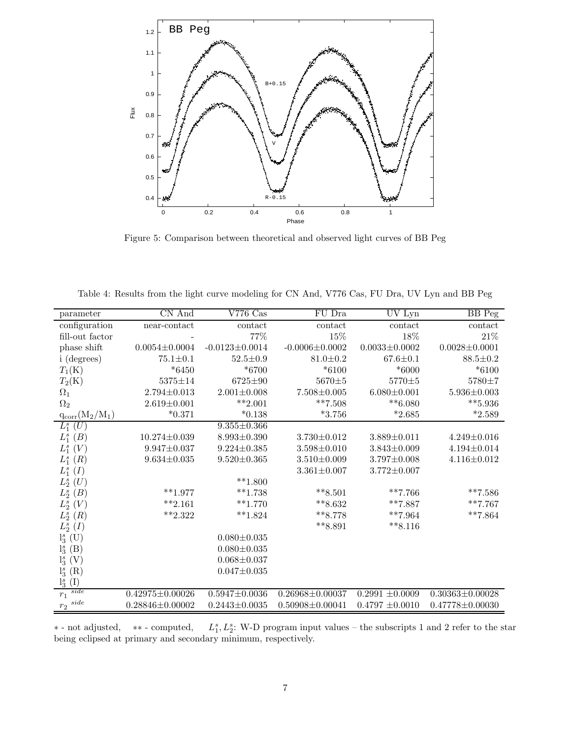Figure 5: Comparison between theoretical and observed light curves of BB Peg

Table 4: Results from the light curve modeling for CN And, V776 Cas, FU Dra, UV Lyn and BB Peg

| parameter | CN And | V776 Cas | FU Dra | UV Lyn | BB Peg |
|---|---|---|---|---|---|
| configuration | near-contact | contact | contact | contact | contact |
| fill-out factor | - | 77% | 15% | 18% | 21% |
| phase shift | 0.0054±0.0004 | -0.0123±0.0014 | -0.0006±0.0002 | 0.0033±0.0002 | 0.0028±0.0001 |
| i (degrees) | 75.1±0.1 | 52.5±0.9 | 81.0±0.2 | 67.6±0.1 | 88.5±0.2 |
| $T_1$(K) | *6450 | *6700 | *6100 | *6000 | *6100 |
| $T_2$(K) | 5375±14 | 6725±90 | 5670±5 | 5770±5 | 5780±7 |
| $\Omega_1$ | 2.794±0.013 | 2.001±0.008 | 7.508±0.005 | 6.080±0.001 | 5.936±0.003 |
| $\Omega_2$ | 2.619±0.001 | **2.001 | **7.508 | **6.080 | **5.936 |
| $q_{corr}(M_2/M_1)$ | *0.371 | *0.138 | *3.756 | *2.685 | *2.589 |
| $L_1^s$ $(U)$ | | 9.355±0.366 | | | |
| $L_1^s$ $(B)$ | 10.274±0.039 | 8.993±0.390 | 3.730±0.012 | 3.889±0.011 | 4.249±0.016 |
| $L_1^s$ $(V)$ | 9.947±0.037 | 9.224±0.385 | 3.598±0.010 | 3.843±0.009 | 4.194±0.014 |
| $L_1^s$ $(R)$ | 9.634±0.035 | 9.520±0.365 | 3.510±0.009 | 3.797±0.008 | 4.116±0.012 |
| $L_1^s$ $(I)$ | | | 3.361±0.007 | 3.772±0.007 | |
| $L_2^s$ $(U)$ | | **1.800 | | | |
| $L_2^s$ $(B)$ | **1.977 | **1.738 | **8.501 | **7.766 | **7.586 |
| $L_2^s$ $(V)$ | **2.161 | **1.770 | **8.632 | **7.887 | **7.767 |
| $L_2^s$ $(R)$ | **2.322 | **1.824 | **8.778 | **7.964 | **7.864 |
| $L_2^s$ $(I)$ | | | **8.891 | **8.116 | |
| $l_3^s$ (U) | | 0.080±0.035 | | | |
| $l_3^s$ (B) | | 0.080±0.035 | | | |
| $l_3^s$ (V) | | 0.068±0.037 | | | |
| $l_3^s$ (R) | | 0.047±0.035 | | | |
| $l_3^s$ (I) | | | | | |
| $r_1$ $^{side}$ | 0.42975±0.00026 | 0.5947±0.0036 | 0.26968±0.00037 | 0.2991 ±0.0009 | 0.30363±0.00028 |
| $r_2$ $^{side}$ | 0.28846±0.00002 | 0.2443±0.0035 | 0.50908±0.00041 | 0.4797 ±0.0010 | 0.47778±0.00030 |

$*$ - not adjusted, $**$ - computed, $L_1^s, L_2^s$: W-D program input values – the subscripts 1 and 2 refer to the star being eclipsed at primary and secondary minimum, respectively.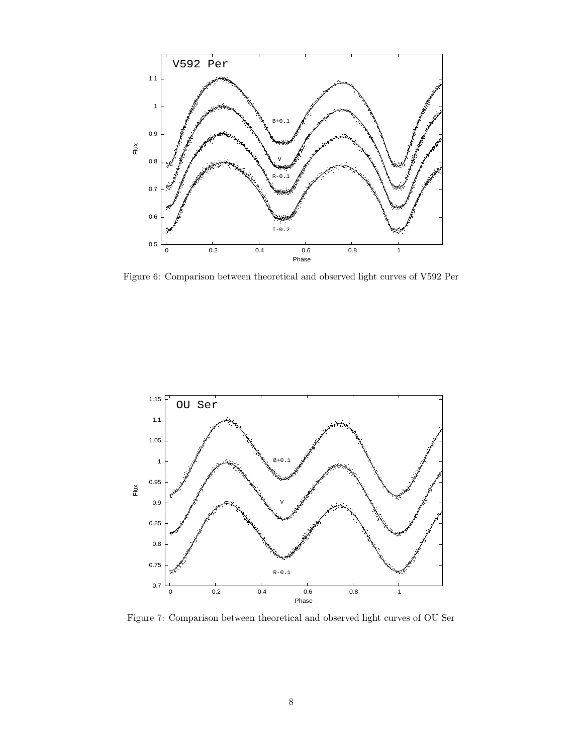Figure 6: Comparison between theoretical and observed light curves of V592 Per

Figure 7: Comparison between theoretical and observed light curves of OU Ser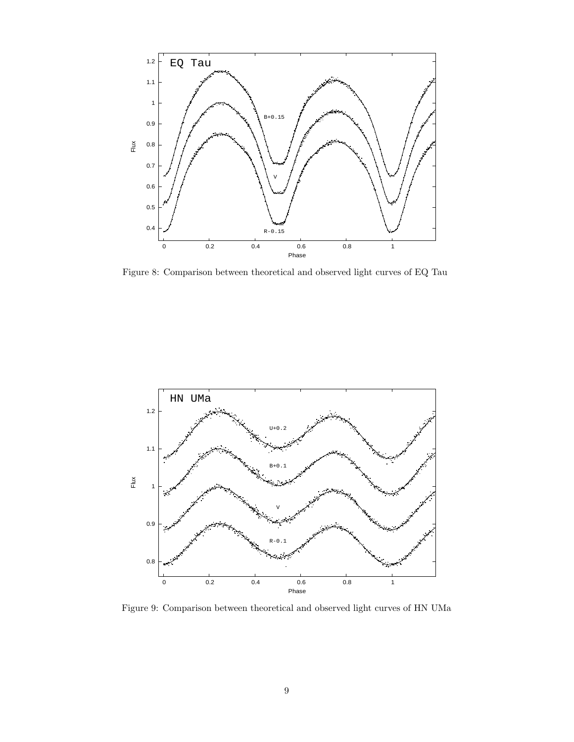Figure 8: Comparison between theoretical and observed light curves of EQ Tau

Figure 9: Comparison between theoretical and observed light curves of HN UMa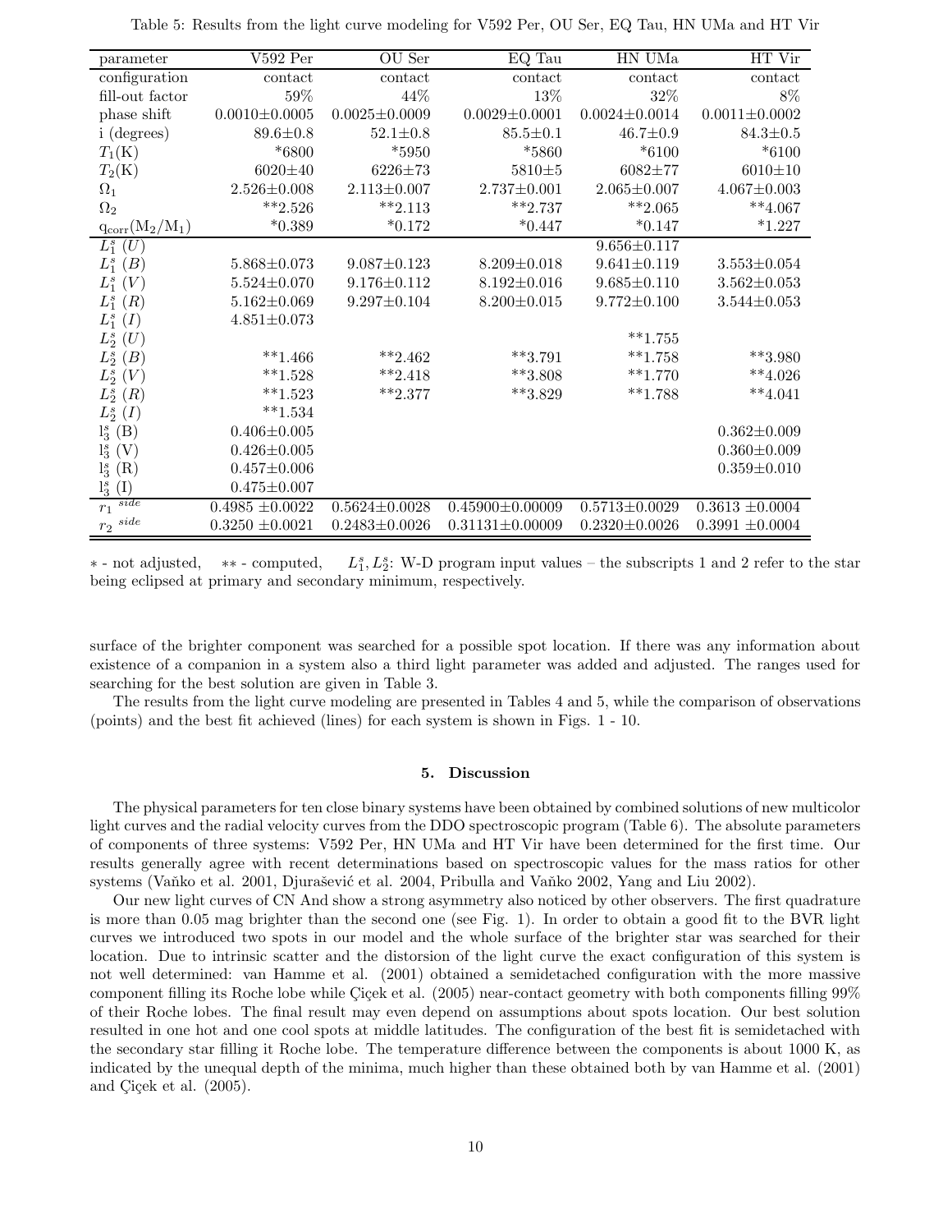Table 5: Results from the light curve modeling for V592 Per, OU Ser, EQ Tau, HN UMa and HT Vir

| parameter | V592 Per | OU Ser | EQ Tau | HN UMa | HT Vir |
|---|---|---|---|---|---|
| configuration | contact | contact | contact | contact | contact |
| fill-out factor | 59% | 44% | 13% | 32% | 8% |
| phase shift | 0.0010±0.0005 | 0.0025±0.0009 | 0.0029±0.0001 | 0.0024±0.0014 | 0.0011±0.0002 |
| i (degrees) | 89.6±0.8 | 52.1±0.8 | 85.5±0.1 | 46.7±0.9 | 84.3±0.5 |
| $T_1$(K) | *6800 | *5950 | *5860 | *6100 | *6100 |
| $T_2$(K) | 6020±40 | 6226±73 | 5810±5 | 6082±77 | 6010±10 |
| $\Omega_1$ | 2.526±0.008 | 2.113±0.007 | 2.737±0.001 | 2.065±0.007 | 4.067±0.003 |
| $\Omega_2$ | **2.526 | **2.113 | **2.737 | **2.065 | **4.067 |
| $q_{corr}(M_2/M_1)$ | *0.389 | *0.172 | *0.447 | *0.147 | *1.227 |
| $L_1^s$ $(U)$ | | | | 9.656±0.117 | |
| $L_1^s$ $(B)$ | 5.868±0.073 | 9.087±0.123 | 8.209±0.018 | 9.641±0.119 | 3.553±0.054 |
| $L_1^s$ $(V)$ | 5.524±0.070 | 9.176±0.112 | 8.192±0.016 | 9.685±0.110 | 3.562±0.053 |
| $L_1^s$ $(R)$ | 5.162±0.069 | 9.297±0.104 | 8.200±0.015 | 9.772±0.100 | 3.544±0.053 |
| $L_1^s$ $(I)$ | 4.851±0.073 | | | | |
| $L_2^s$ $(U)$ | | | | **1.755 | |
| $L_2^s$ $(B)$ | **1.466 | **2.462 | **3.791 | **1.758 | **3.980 |
| $L_2^s$ $(V)$ | **1.528 | **2.418 | **3.808 | **1.770 | **4.026 |
| $L_2^s$ $(R)$ | **1.523 | **2.377 | **3.829 | **1.788 | **4.041 |
| $L_2^s$ $(I)$ | **1.534 | | | | |
| $l_3^s$ (B) | 0.406±0.005 | | | | 0.362±0.009 |
| $l_3^s$ (V) | 0.426±0.005 | | | | 0.360±0.009 |
| $l_3^s$ (R) | 0.457±0.006 | | | | 0.359±0.010 |
| $l_3^s$ (I) | 0.475±0.007 | | | | |
| $r_1$ $^{side}$ | 0.4985 ±0.0022 | 0.5624±0.0028 | 0.45900±0.00009 | 0.5713±0.0029 | 0.3613 ±0.0004 |
| $r_2$ $^{side}$ | 0.3250 ±0.0021 | 0.2483±0.0026 | 0.31131±0.00009 | 0.2320±0.0026 | 0.3991 ±0.0004 |

* - not adjusted, ** - computed, $L_1^s, L_2^s$: W-D program input values – the subscripts 1 and 2 refer to the star being eclipsed at primary and secondary minimum, respectively.

surface of the brighter component was searched for a possible spot location. If there was any information about existence of a companion in a system also a third light parameter was added and adjusted. The ranges used for searching for the best solution are given in Table 3.

The results from the light curve modeling are presented in Tables 4 and 5, while the comparison of observations (points) and the best fit achieved (lines) for each system is shown in Figs. 1 - 10.

## 5. Discussion

The physical parameters for ten close binary systems have been obtained by combined solutions of new multicolor light curves and the radial velocity curves from the DDO spectroscopic program (Table 6). The absolute parameters of components of three systems: V592 Per, HN UMa and HT Vir have been determined for the first time. Our results generally agree with recent determinations based on spectroscopic values for the mass ratios for other systems (Vaňko et al. 2001, Djurašević et al. 2004, Pribulla and Vaňko 2002, Yang and Liu 2002).

Our new light curves of CN And show a strong asymmetry also noticed by other observers. The first quadrature is more than 0.05 mag brighter than the second one (see Fig. 1). In order to obtain a good fit to the BVR light curves we introduced two spots in our model and the whole surface of the brighter star was searched for their location. Due to intrinsic scatter and the distorsion of the light curve the exact configuration of this system is not well determined: van Hamme et al. (2001) obtained a semidetached configuration with the more massive component filling its Roche lobe while Çiçek et al. (2005) near-contact geometry with both components filling 99% of their Roche lobes. The final result may even depend on assumptions about spots location. Our best solution resulted in one hot and one cool spots at middle latitudes. The configuration of the best fit is semidetached with the secondary star filling it Roche lobe. The temperature difference between the components is about 1000 K, as indicated by the unequal depth of the minima, much higher than these obtained both by van Hamme et al. (2001) and Çiçek et al. (2005).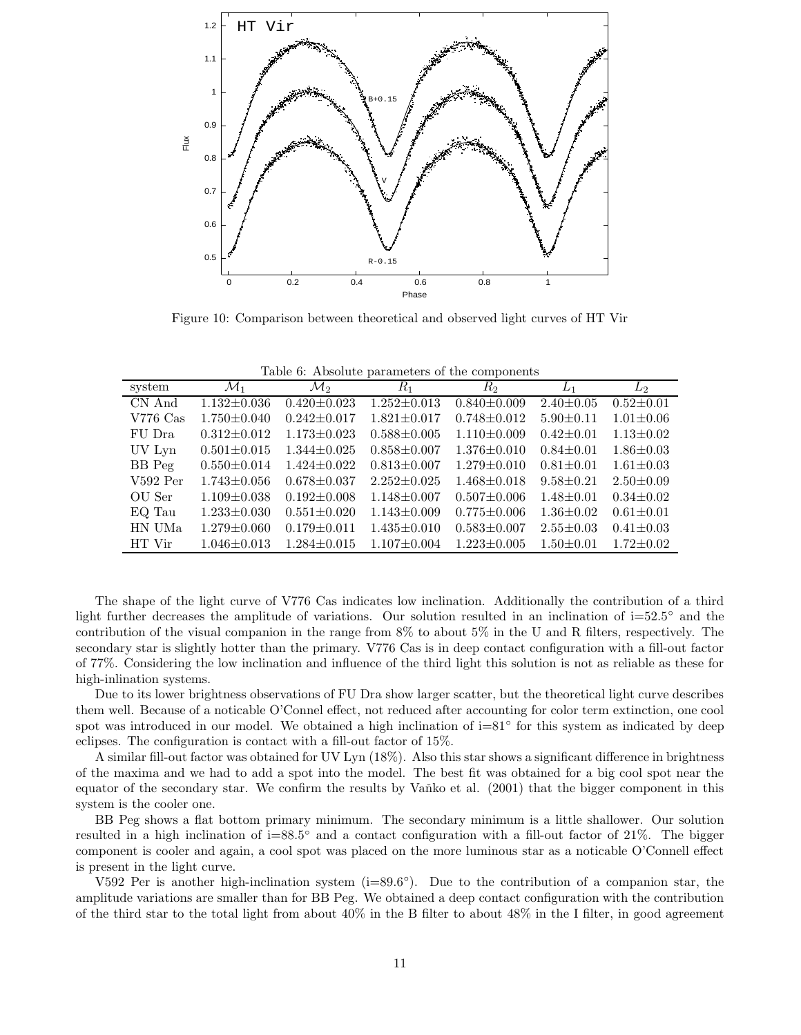Figure 10: Comparison between theoretical and observed light curves of HT Vir

Table 6: Absolute parameters of the components

| system | $\mathcal{M}_1$ | $\mathcal{M}_2$ | $R_1$ | $R_2$ | $L_1$ | $L_2$ |
|---|---|---|---|---|---|---|
| CN And | 1.132±0.036 | 0.420±0.023 | 1.252±0.013 | 0.840±0.009 | 2.40±0.05 | 0.52±0.01 |
| V776 Cas | 1.750±0.040 | 0.242±0.017 | 1.821±0.017 | 0.748±0.012 | 5.90±0.11 | 1.01±0.06 |
| FU Dra | 0.312±0.012 | 1.173±0.023 | 0.588±0.005 | 1.110±0.009 | 0.42±0.01 | 1.13±0.02 |
| UV Lyn | 0.501±0.015 | 1.344±0.025 | 0.858±0.007 | 1.376±0.010 | 0.84±0.01 | 1.86±0.03 |
| BB Peg | 0.550±0.014 | 1.424±0.022 | 0.813±0.007 | 1.279±0.010 | 0.81±0.01 | 1.61±0.03 |
| V592 Per | 1.743±0.056 | 0.678±0.037 | 2.252±0.025 | 1.468±0.018 | 9.58±0.21 | 2.50±0.09 |
| OU Ser | 1.109±0.038 | 0.192±0.008 | 1.148±0.007 | 0.507±0.006 | 1.48±0.01 | 0.34±0.02 |
| EQ Tau | 1.233±0.030 | 0.551±0.020 | 1.143±0.009 | 0.775±0.006 | 1.36±0.02 | 0.61±0.01 |
| HN UMa | 1.279±0.060 | 0.179±0.011 | 1.435±0.010 | 0.583±0.007 | 2.55±0.03 | 0.41±0.03 |
| HT Vir | 1.046±0.013 | 1.284±0.015 | 1.107±0.004 | 1.223±0.005 | 1.50±0.01 | 1.72±0.02 |

The shape of the light curve of V776 Cas indicates low inclination. Additionally the contribution of a third light further decreases the amplitude of variations. Our solution resulted in an inclination of i=52.5° and the contribution of the visual companion in the range from 8% to about 5% in the U and R filters, respectively. The secondary star is slightly hotter than the primary. V776 Cas is in deep contact configuration with a fill-out factor of 77%. Considering the low inclination and influence of the third light this solution is not as reliable as these for high-inlination systems.

Due to its lower brightness observations of FU Dra show larger scatter, but the theoretical light curve describes them well. Because of a noticable O'Connel effect, not reduced after accounting for color term extinction, one cool spot was introduced in our model. We obtained a high inclination of i=81° for this system as indicated by deep eclipses. The configuration is contact with a fill-out factor of 15%.

A similar fill-out factor was obtained for UV Lyn (18%). Also this star shows a significant difference in brightness of the maxima and we had to add a spot into the model. The best fit was obtained for a big cool spot near the equator of the secondary star. We confirm the results by Vaňko et al. (2001) that the bigger component in this system is the cooler one.

BB Peg shows a flat bottom primary minimum. The secondary minimum is a little shallower. Our solution resulted in a high inclination of i=88.5° and a contact configuration with a fill-out factor of 21%. The bigger component is cooler and again, a cool spot was placed on the more luminous star as a noticable O'Connell effect is present in the light curve.

V592 Per is another high-inclination system (i=89.6°). Due to the contribution of a companion star, the amplitude variations are smaller than for BB Peg. We obtained a deep contact configuration with the contribution of the third star to the total light from about 40% in the B filter to about 48% in the I filter, in good agreement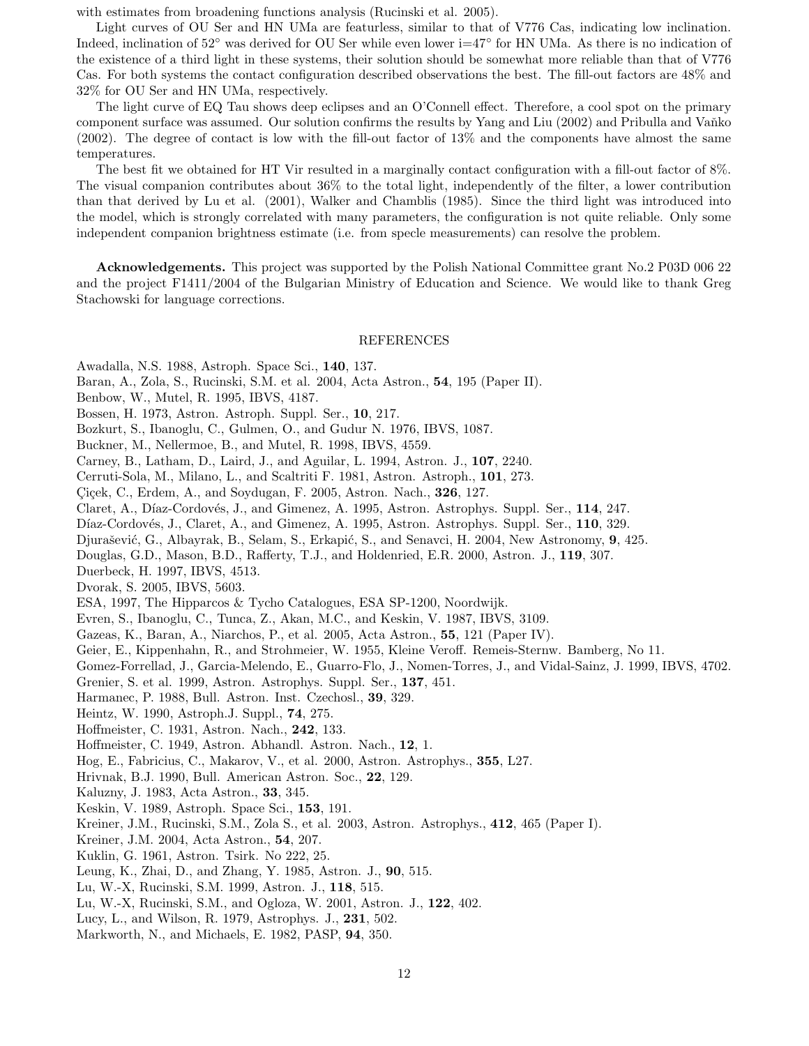with estimates from broadening functions analysis (Rucinski et al. 2005).

Light curves of OU Ser and HN UMa are featurless, similar to that of V776 Cas, indicating low inclination. Indeed, inclination of 52° was derived for OU Ser while even lower i=47° for HN UMa. As there is no indication of the existence of a third light in these systems, their solution should be somewhat more reliable than that of V776 Cas. For both systems the contact configuration described observations the best. The fill-out factors are 48% and 32% for OU Ser and HN UMa, respectively.

The light curve of EQ Tau shows deep eclipses and an O'Connell effect. Therefore, a cool spot on the primary component surface was assumed. Our solution confirms the results by Yang and Liu (2002) and Pribulla and Vaňko (2002). The degree of contact is low with the fill-out factor of 13% and the components have almost the same temperatures.

The best fit we obtained for HT Vir resulted in a marginally contact configuration with a fill-out factor of 8%. The visual companion contributes about 36% to the total light, independently of the filter, a lower contribution than that derived by Lu et al. (2001), Walker and Chamblis (1985). Since the third light was introduced into the model, which is strongly correlated with many parameters, the configuration is not quite reliable. Only some independent companion brightness estimate (i.e. from specle measurements) can resolve the problem.

**Acknowledgements.** This project was supported by the Polish National Committee grant No.2 P03D 006 22 and the project F1411/2004 of the Bulgarian Ministry of Education and Science. We would like to thank Greg Stachowski for language corrections.

## REFERENCES

Awadalla, N.S. 1988, Astroph. Space Sci., **140**, 137.
Baran, A., Zola, S., Rucinski, S.M. et al. 2004, Acta Astron., **54**, 195 (Paper II).
Benbow, W., Mutel, R. 1995, IBVS, 4187.
Bossen, H. 1973, Astron. Astroph. Suppl. Ser., **10**, 217.
Bozkurt, S., Ibanoglu, C., Gulmen, O., and Gudur N. 1976, IBVS, 1087.
Buckner, M., Nellermoe, B., and Mutel, R. 1998, IBVS, 4559.
Carney, B., Latham, D., Laird, J., and Aguilar, L. 1994, Astron. J., **107**, 2240.
Cerruti-Sola, M., Milano, L., and Scaltriti F. 1981, Astron. Astroph., **101**, 273.
Çiçek, C., Erdem, A., and Soydugan, F. 2005, Astron. Nach., **326**, 127.
Claret, A., Díaz-Cordovés, J., and Gimenez, A. 1995, Astron. Astrophys. Suppl. Ser., **114**, 247.
Díaz-Cordovés, J., Claret, A., and Gimenez, A. 1995, Astron. Astrophys. Suppl. Ser., **110**, 329.
Djurašević, G., Albayrak, B., Selam, S., Erkapić, S., and Senavci, H. 2004, New Astronomy, **9**, 425.
Douglas, G.D., Mason, B.D., Rafferty, T.J., and Holdenried, E.R. 2000, Astron. J., **119**, 307.
Duerbeck, H. 1997, IBVS, 4513.
Dvorak, S. 2005, IBVS, 5603.
ESA, 1997, The Hipparcos & Tycho Catalogues, ESA SP-1200, Noordwijk.
Evren, S., Ibanoglu, C., Tunca, Z., Akan, M.C., and Keskin, V. 1987, IBVS, 3109.
Gazeas, K., Baran, A., Niarchos, P., et al. 2005, Acta Astron., **55**, 121 (Paper IV).
Geier, E., Kippenhahn, R., and Strohmeier, W. 1955, Kleine Veroff. Remeis-Sternw. Bamberg, No 11.
Gomez-Forrellad, J., Garcia-Melendo, E., Guarro-Flo, J., Nomen-Torres, J., and Vidal-Sainz, J. 1999, IBVS, 4702.
Grenier, S. et al. 1999, Astron. Astrophys. Suppl. Ser., **137**, 451.
Harmanec, P. 1988, Bull. Astron. Inst. Czechosl., **39**, 329.
Heintz, W. 1990, Astroph.J. Suppl., **74**, 275.
Hoffmeister, C. 1931, Astron. Nach., **242**, 133.
Hoffmeister, C. 1949, Astron. Abhandl. Astron. Nach., **12**, 1.
Hog, E., Fabricius, C., Makarov, V., et al. 2000, Astron. Astrophys., **355**, L27.
Hrivnak, B.J. 1990, Bull. American Astron. Soc., **22**, 129.
Kaluzny, J. 1983, Acta Astron., **33**, 345.
Keskin, V. 1989, Astroph. Space Sci., **153**, 191.
Kreiner, J.M., Rucinski, S.M., Zola S., et al. 2003, Astron. Astrophys., **412**, 465 (Paper I).
Kreiner, J.M. 2004, Acta Astron., **54**, 207.
Kuklin, G. 1961, Astron. Tsirk. No 222, 25.
Leung, K., Zhai, D., and Zhang, Y. 1985, Astron. J., **90**, 515.
Lu, W.-X, Rucinski, S.M. 1999, Astron. J., **118**, 515.
Lu, W.-X, Rucinski, S.M., and Ogloza, W. 2001, Astron. J., **122**, 402.
Lucy, L., and Wilson, R. 1979, Astrophys. J., **231**, 502.
Markworth, N., and Michaels, E. 1982, PASP, **94**, 350.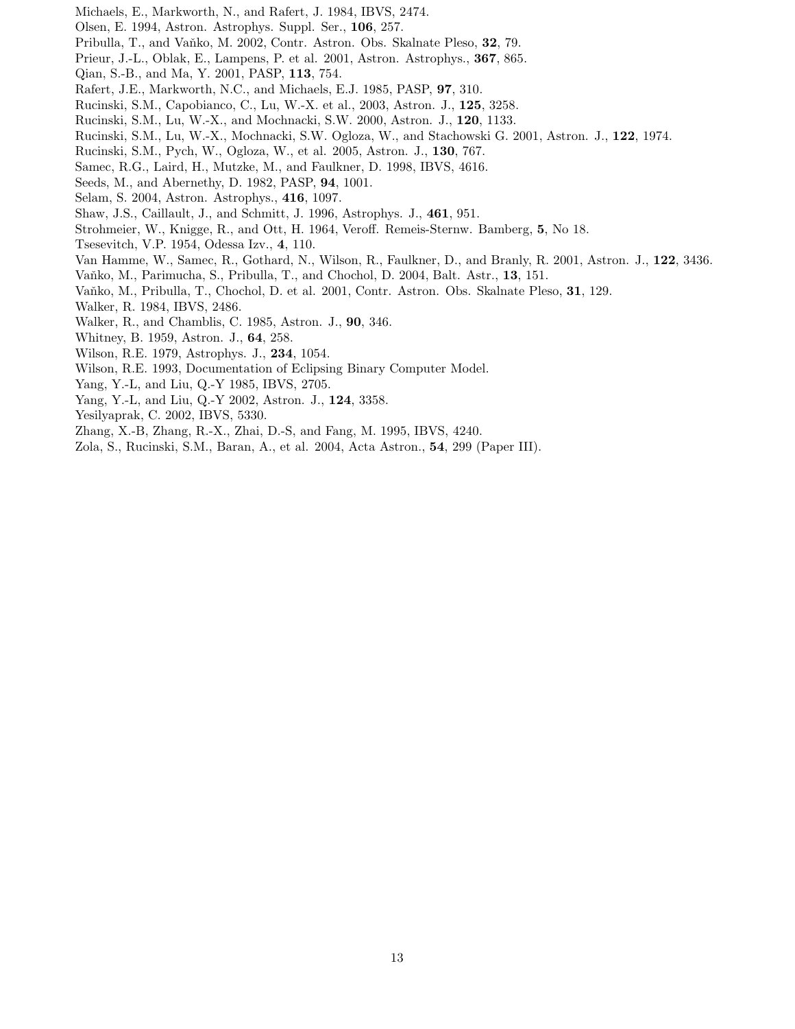Michaels, E., Markworth, N., and Rafert, J. 1984, IBVS, 2474.
Olsen, E. 1994, Astron. Astrophys. Suppl. Ser., **106**, 257.
Pribulla, T., and Vaňko, M. 2002, Contr. Astron. Obs. Skalnate Pleso, **32**, 79.
Prieur, J.-L., Oblak, E., Lampens, P. et al. 2001, Astron. Astrophys., **367**, 865.
Qian, S.-B., and Ma, Y. 2001, PASP, **113**, 754.
Rafert, J.E., Markworth, N.C., and Michaels, E.J. 1985, PASP, **97**, 310.
Rucinski, S.M., Capobianco, C., Lu, W.-X. et al., 2003, Astron. J., **125**, 3258.
Rucinski, S.M., Lu, W.-X., and Mochnacki, S.W. 2000, Astron. J., **120**, 1133.
Rucinski, S.M., Lu, W.-X., Mochnacki, S.W. Ogloza, W., and Stachowski G. 2001, Astron. J., **122**, 1974.
Rucinski, S.M., Pych, W., Ogloza, W., et al. 2005, Astron. J., **130**, 767.
Samec, R.G., Laird, H., Mutzke, M., and Faulkner, D. 1998, IBVS, 4616.
Seeds, M., and Abernethy, D. 1982, PASP, **94**, 1001.
Selam, S. 2004, Astron. Astrophys., **416**, 1097.
Shaw, J.S., Caillault, J., and Schmitt, J. 1996, Astrophys. J., **461**, 951.
Strohmeier, W., Knigge, R., and Ott, H. 1964, Veroff. Remeis-Sternw. Bamberg, **5**, No 18.
Tsesevitch, V.P. 1954, Odessa Izv., **4**, 110.
Van Hamme, W., Samec, R., Gothard, N., Wilson, R., Faulkner, D., and Branly, R. 2001, Astron. J., **122**, 3436.
Vaňko, M., Parimucha, S., Pribulla, T., and Chochol, D. 2004, Balt. Astr., **13**, 151.
Vaňko, M., Pribulla, T., Chochol, D. et al. 2001, Contr. Astron. Obs. Skalnate Pleso, **31**, 129.
Walker, R. 1984, IBVS, 2486.
Walker, R., and Chamblis, C. 1985, Astron. J., **90**, 346.
Whitney, B. 1959, Astron. J., **64**, 258.
Wilson, R.E. 1979, Astrophys. J., **234**, 1054.
Wilson, R.E. 1993, Documentation of Eclipsing Binary Computer Model.
Yang, Y.-L, and Liu, Q.-Y 1985, IBVS, 2705.
Yang, Y.-L, and Liu, Q.-Y 2002, Astron. J., **124**, 3358.
Yesilyaprak, C. 2002, IBVS, 5330.
Zhang, X.-B, Zhang, R.-X., Zhai, D.-S, and Fang, M. 1995, IBVS, 4240.
Zola, S., Rucinski, S.M., Baran, A., et al. 2004, Acta Astron., **54**, 299 (Paper III).